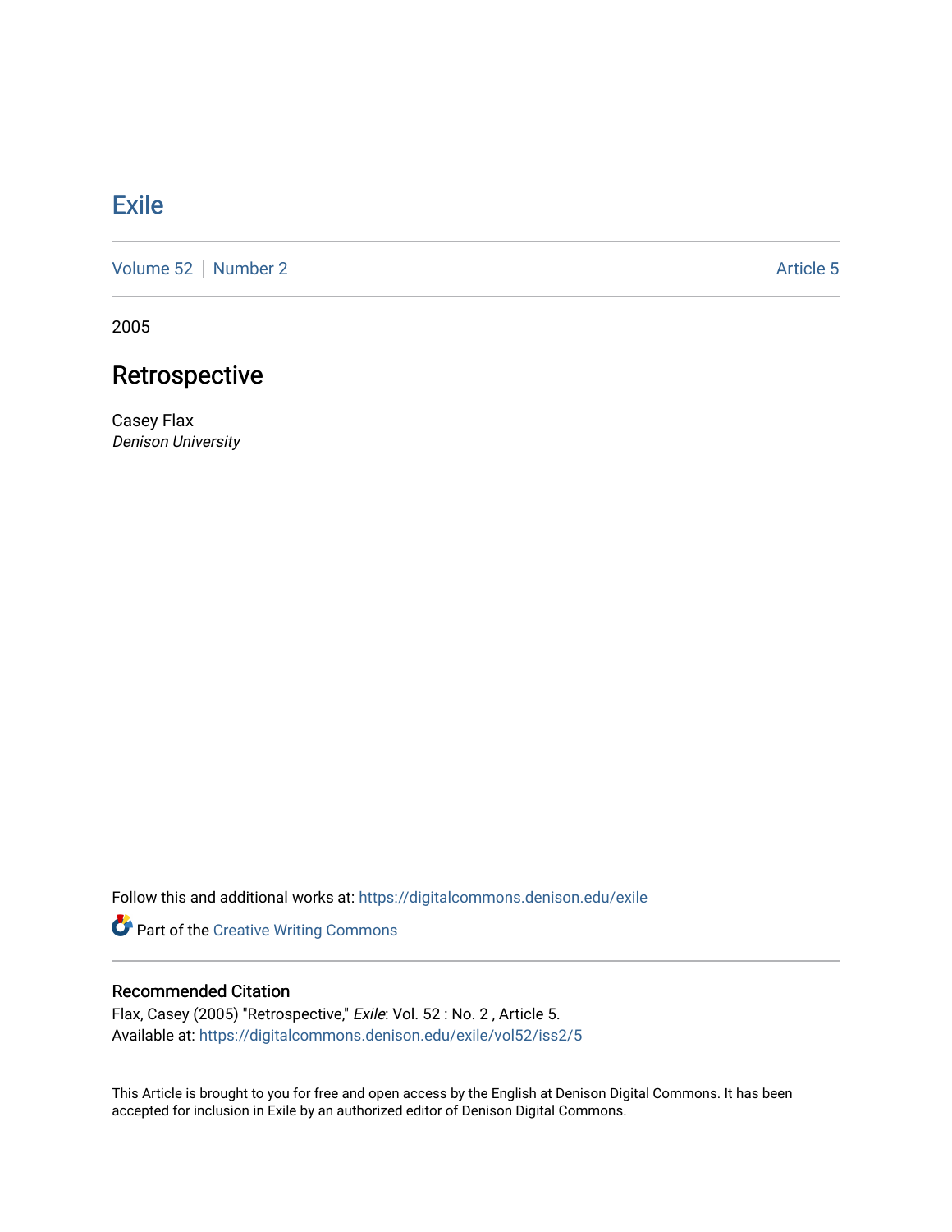# Exile

Volume 52 | Number 2 Article 5

2005

## Retrospective

Casey Flax
*Denison University*

Follow this and additional works at: https://digitalcommons.denison.edu/exile

Part of the Creative Writing Commons

### Recommended Citation

Flax, Casey (2005) "Retrospective," *Exile*: Vol. 52 : No. 2 , Article 5.
Available at: https://digitalcommons.denison.edu/exile/vol52/iss2/5

This Article is brought to you for free and open access by the English at Denison Digital Commons. It has been accepted for inclusion in Exile by an authorized editor of Denison Digital Commons.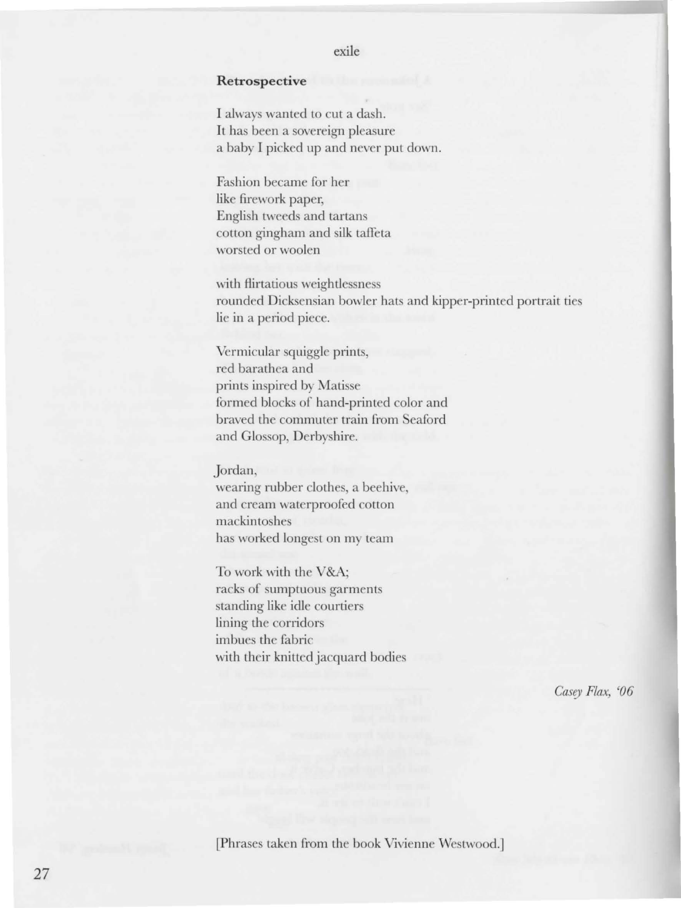## Retrospective

I always wanted to cut a dash.
It has been a sovereign pleasure
a baby I picked up and never put down.

Fashion became for her
like firework paper,
English tweeds and tartans
cotton gingham and silk taffeta
worsted or woolen

with flirtatious weightlessness
rounded Dicksensian bowler hats and kipper-printed portrait ties
lie in a period piece.

Vermicular squiggle prints,
red barathea and
prints inspired by Matisse
formed blocks of hand-printed color and
braved the commuter train from Seaford
and Glossop, Derbyshire.

Jordan,
wearing rubber clothes, a beehive,
and cream waterproofed cotton
mackintoshes
has worked longest on my team

To work with the V&A;
racks of sumptuous garments
standing like idle courtiers
lining the corridors
imbues the fabric
with their knitted jacquard bodies

*Casey Flax, '06*

[Phrases taken from the book Vivienne Westwood.]